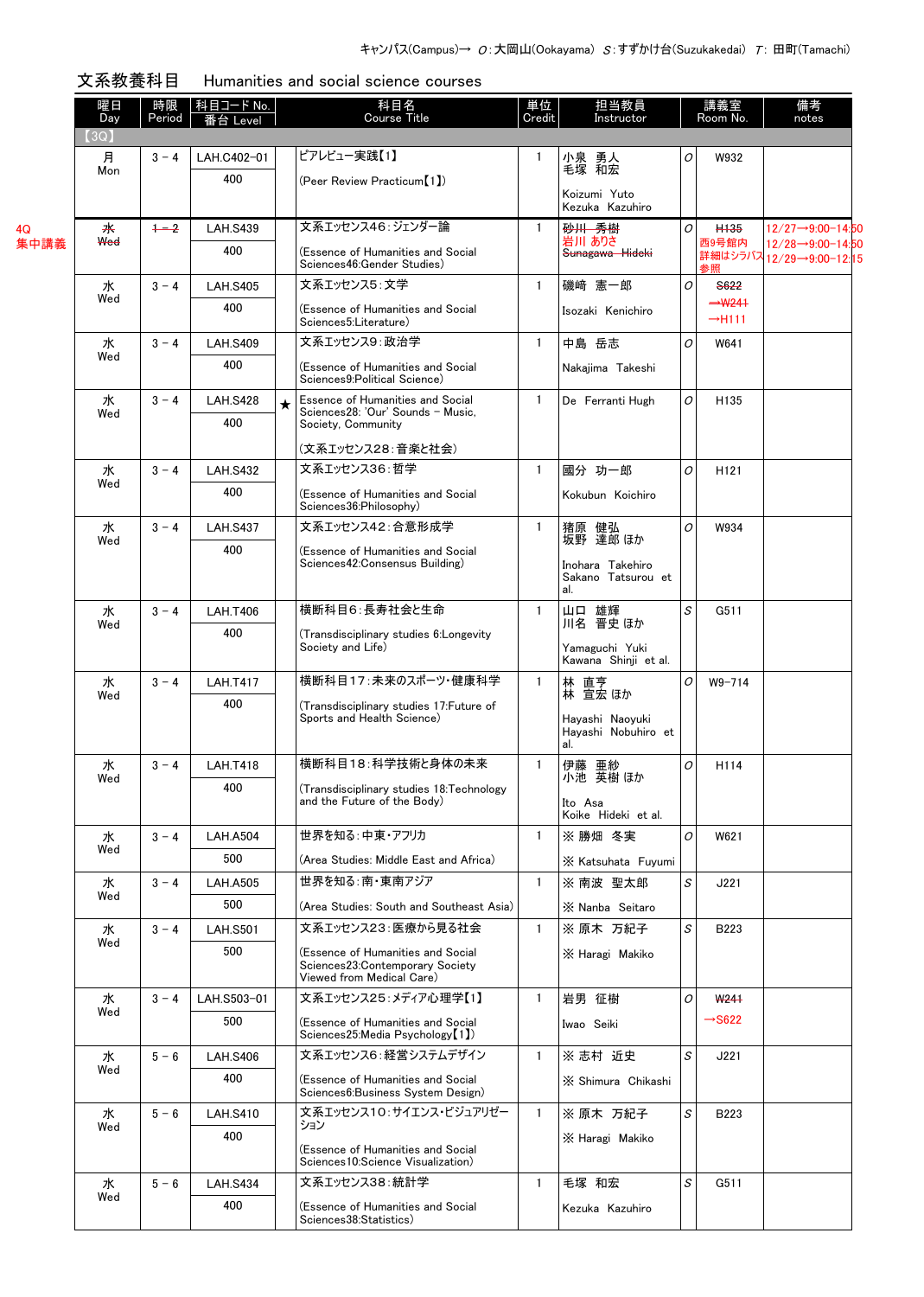キャンパス(Campus)→ O：大岡山(Ookayama) S：すずかけ台(Suzukakedai) T：田町(Tamachi)

## 文系教養科目　Humanities and social science courses

| 曜日 Day | 時限 Period | 科目コード No. 番台 Level | | 科目名 Course Title | 単位 Credit | 担当教員 Instructor | | 講義室 Room No. | 備考 notes |
|---|---|---|---|---|---|---|---|---|---|
| 【3Q】 | | | | | | | | | |
| 月 Mon | 3－4 | LAH.C402-01 400 | | ピアレビュー実践【1】 (Peer Review Practicum【1】) | 1 | 小泉 勇人 毛塚 和宏 Koizumi Yuto Kezuka Kazuhiro | O | W932 | |
| 水 Wed (4Q 集中講義) | ~~1－2~~ | LAH.S439 400 | | 文系エッセンス46：ジェンダー論 (Essence of Humanities and Social Sciences46:Gender Studies) | 1 | ~~砂川 秀樹~~ 岩川 ありさ ~~Sunagawa Hideki~~ | O | ~~H135~~ 西9号館内 詳細はシラバス参照 | 12/27→9:00-14:50 12/28→9:00-14:50 12/29→9:00-12:15 |
| 水 Wed | 3－4 | LAH.S405 400 | | 文系エッセンス5：文学 (Essence of Humanities and Social Sciences5:Literature) | 1 | 磯崎 憲一郎 Isozaki Kenichiro | O | ~~S622~~ ~~→W241~~ →H111 | |
| 水 Wed | 3－4 | LAH.S409 400 | | 文系エッセンス9：政治学 (Essence of Humanities and Social Sciences9:Political Science) | 1 | 中島 岳志 Nakajima Takeshi | O | W641 | |
| 水 Wed | 3－4 | LAH.S428 400 | ★ | Essence of Humanities and Social Sciences28: 'Our' Sounds – Music, Society, Community (文系エッセンス28：音楽と社会) | 1 | De Ferranti Hugh | O | H135 | |
| 水 Wed | 3－4 | LAH.S432 400 | | 文系エッセンス36：哲学 (Essence of Humanities and Social Sciences36:Philosophy) | 1 | 國分 功一郎 Kokubun Koichiro | O | H121 | |
| 水 Wed | 3－4 | LAH.S437 400 | | 文系エッセンス42：合意形成学 (Essence of Humanities and Social Sciences42:Consensus Building) | 1 | 猪原 健弘 坂野 達郎 ほか Inohara Takehiro Sakano Tatsurou et al. | O | W934 | |
| 水 Wed | 3－4 | LAH.T406 400 | | 横断科目6：長寿社会と生命 (Transdisciplinary studies 6:Longevity Society and Life) | 1 | 山口 雄輝 川名 晋史 ほか Yamaguchi Yuki Kawana Shinji et al. | S | G511 | |
| 水 Wed | 3－4 | LAH.T417 400 | | 横断科目17：未来のスポーツ・健康科学 (Transdisciplinary studies 17:Future of Sports and Health Science) | 1 | 林 直亨 林 宣宏 ほか Hayashi Naoyuki Hayashi Nobuhiro et al. | O | W9-714 | |
| 水 Wed | 3－4 | LAH.T418 400 | | 横断科目18：科学技術と身体の未来 (Transdisciplinary studies 18:Technology and the Future of the Body) | 1 | 伊藤 亜紗 小池 英樹 ほか Ito Asa Koike Hideki et al. | O | H114 | |
| 水 Wed | 3－4 | LAH.A504 500 | | 世界を知る：中東・アフリカ (Area Studies: Middle East and Africa) | 1 | ※ 勝畑 冬実 ※ Katsuhata Fuyumi | O | W621 | |
| 水 Wed | 3－4 | LAH.A505 500 | | 世界を知る：南・東南アジア (Area Studies: South and Southeast Asia) | 1 | ※ 南波 聖太郎 ※ Nanba Seitaro | S | J221 | |
| 水 Wed | 3－4 | LAH.S501 500 | | 文系エッセンス23：医療から見る社会 (Essence of Humanities and Social Sciences23:Contemporary Society Viewed from Medical Care) | 1 | ※ 原木 万紀子 ※ Haragi Makiko | S | B223 | |
| 水 Wed | 3－4 | LAH.S503-01 500 | | 文系エッセンス25：メディア心理学【1】 (Essence of Humanities and Social Sciences25:Media Psychology【1】) | 1 | 岩男 征樹 Iwao Seiki | O | ~~W241~~ →S622 | |
| 水 Wed | 5－6 | LAH.S406 400 | | 文系エッセンス6：経営システムデザイン (Essence of Humanities and Social Sciences6:Business System Design) | 1 | ※ 志村 近史 ※ Shimura Chikashi | S | J221 | |
| 水 Wed | 5－6 | LAH.S410 400 | | 文系エッセンス10：サイエンス・ビジュアリゼーション (Essence of Humanities and Social Sciences10:Science Visualization) | 1 | ※ 原木 万紀子 ※ Haragi Makiko | S | B223 | |
| 水 Wed | 5－6 | LAH.S434 400 | | 文系エッセンス38：統計学 (Essence of Humanities and Social Sciences38:Statistics) | 1 | 毛塚 和宏 Kezuka Kazuhiro | S | G511 | |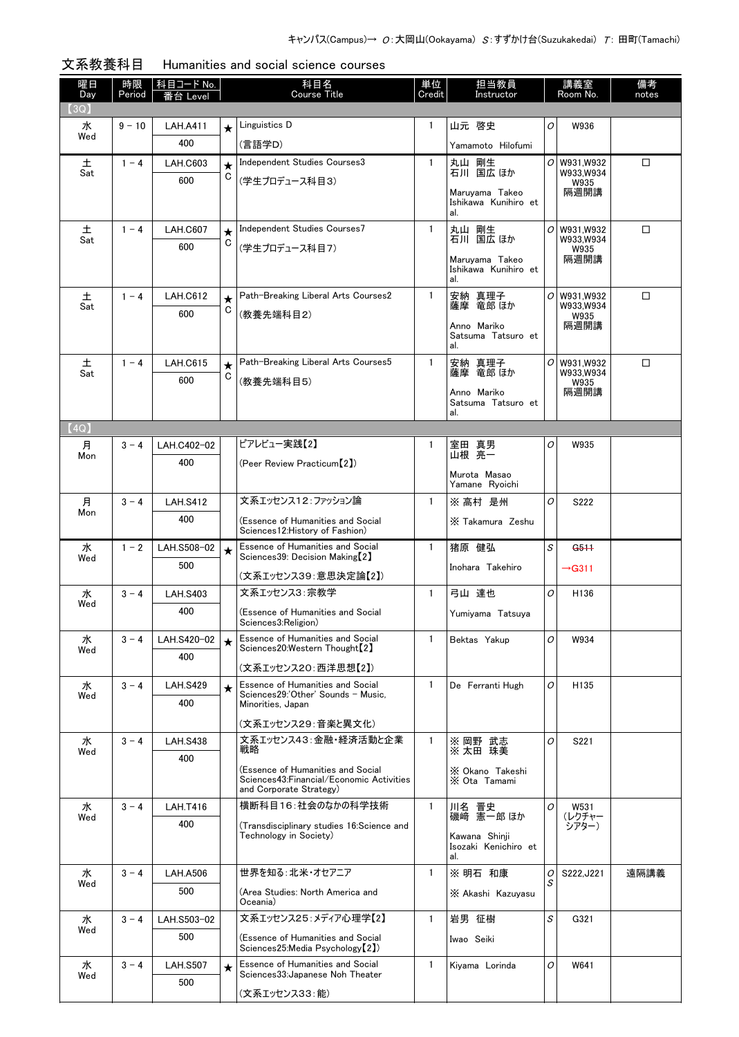キャンパス(Campus)→ O：大岡山(Ookayama) S：すずかけ台(Suzukakedai) T：田町(Tamachi)

## 文系教養科目　Humanities and social science courses

| 曜日 Day | 時限 Period | 科目コード No. 番台 Level | | 科目名 Course Title | 単位 Credit | 担当教員 Instructor | | 講義室 Room No. | 備考 notes |
|---|---|---|---|---|---|---|---|---|---|
| 【3Q】 | | | | | | | | | |
| 水 Wed | 9 - 10 | LAH.A411 400 | ★ | Linguistics D (言語学D) | 1 | 山元 啓史 Yamamoto Hilofumi | O | W936 | |
| 土 Sat | 1 - 4 | LAH.C603 600 | ★ C | Independent Studies Courses3 (学生プロデュース科目3) | 1 | 丸山 剛生 石川 国広 ほか Maruyama Takeo Ishikawa Kunihiro et al. | O | W931,W932 W933,W934 W935 隔週開講 | □ |
| 土 Sat | 1 - 4 | LAH.C607 600 | ★ C | Independent Studies Courses7 (学生プロデュース科目7) | 1 | 丸山 剛生 石川 国広 ほか Maruyama Takeo Ishikawa Kunihiro et al. | O | W931,W932 W933,W934 W935 隔週開講 | □ |
| 土 Sat | 1 - 4 | LAH.C612 600 | ★ C | Path-Breaking Liberal Arts Courses2 (教養先端科目2) | 1 | 安納 真理子 薩摩 竜郎 ほか Anno Mariko Satsuma Tatsuro et al. | O | W931,W932 W933,W934 W935 隔週開講 | □ |
| 土 Sat | 1 - 4 | LAH.C615 600 | ★ C | Path-Breaking Liberal Arts Courses5 (教養先端科目5) | 1 | 安納 真理子 薩摩 竜郎 ほか Anno Mariko Satsuma Tatsuro et al. | O | W931,W932 W933,W934 W935 隔週開講 | □ |
| 【4Q】 | | | | | | | | | |
| 月 Mon | 3 - 4 | LAH.C402-02 400 | | ピアレビュー実践【2】 (Peer Review Practicum【2】) | 1 | 室田 真男 山根 亮一 Murota Masao Yamane Ryoichi | O | W935 | |
| 月 Mon | 3 - 4 | LAH.S412 400 | | 文系エッセンス12：ファッション論 (Essence of Humanities and Social Sciences12:History of Fashion) | 1 | ※ 高村 是州 ※ Takamura Zeshu | O | S222 | |
| 水 Wed | 1 - 2 | LAH.S508-02 500 | ★ | Essence of Humanities and Social Sciences39: Decision Making【2】 (文系エッセンス39：意思決定論【2】) | 1 | 猪原 健弘 Inohara Takehiro | S | ~~G511~~ →G311 | |
| 水 Wed | 3 - 4 | LAH.S403 400 | | 文系エッセンス3：宗教学 (Essence of Humanities and Social Sciences3:Religion) | 1 | 弓山 達也 Yumiyama Tatsuya | O | H136 | |
| 水 Wed | 3 - 4 | LAH.S420-02 400 | ★ | Essence of Humanities and Social Sciences20:Western Thought【2】 (文系エッセンス20：西洋思想【2】) | 1 | Bektas Yakup | O | W934 | |
| 水 Wed | 3 - 4 | LAH.S429 400 | ★ | Essence of Humanities and Social Sciences29:'Other' Sounds - Music, Minorities, Japan (文系エッセンス29：音楽と異文化) | 1 | De Ferranti Hugh | O | H135 | |
| 水 Wed | 3 - 4 | LAH.S438 400 | | 文系エッセンス43：金融・経済活動と企業戦略 (Essence of Humanities and Social Sciences43:Financial/Economic Activities and Corporate Strategy) | 1 | ※ 岡野 武志 ※ 太田 珠美 ※ Okano Takeshi ※ Ota Tamami | O | S221 | |
| 水 Wed | 3 - 4 | LAH.T416 400 | | 横断科目16：社会のなかの科学技術 (Transdisciplinary studies 16:Science and Technology in Society) | 1 | 川名 晋史 磯崎 憲一郎 ほか Kawana Shinji Isozaki Kenichiro et al. | O | W531 (レクチャーシアター) | |
| 水 Wed | 3 - 4 | LAH.A506 500 | | 世界を知る：北米・オセアニア (Area Studies: North America and Oceania) | 1 | ※ 明石 和康 ※ Akashi Kazuyasu | O S | S222,J221 | 遠隔講義 |
| 水 Wed | 3 - 4 | LAH.S503-02 500 | | 文系エッセンス25：メディア心理学【2】 (Essence of Humanities and Social Sciences25:Media Psychology【2】) | 1 | 岩男 征樹 Iwao Seiki | S | G321 | |
| 水 Wed | 3 - 4 | LAH.S507 500 | ★ | Essence of Humanities and Social Sciences33:Japanese Noh Theater (文系エッセンス33：能) | 1 | Kiyama Lorinda | O | W641 | |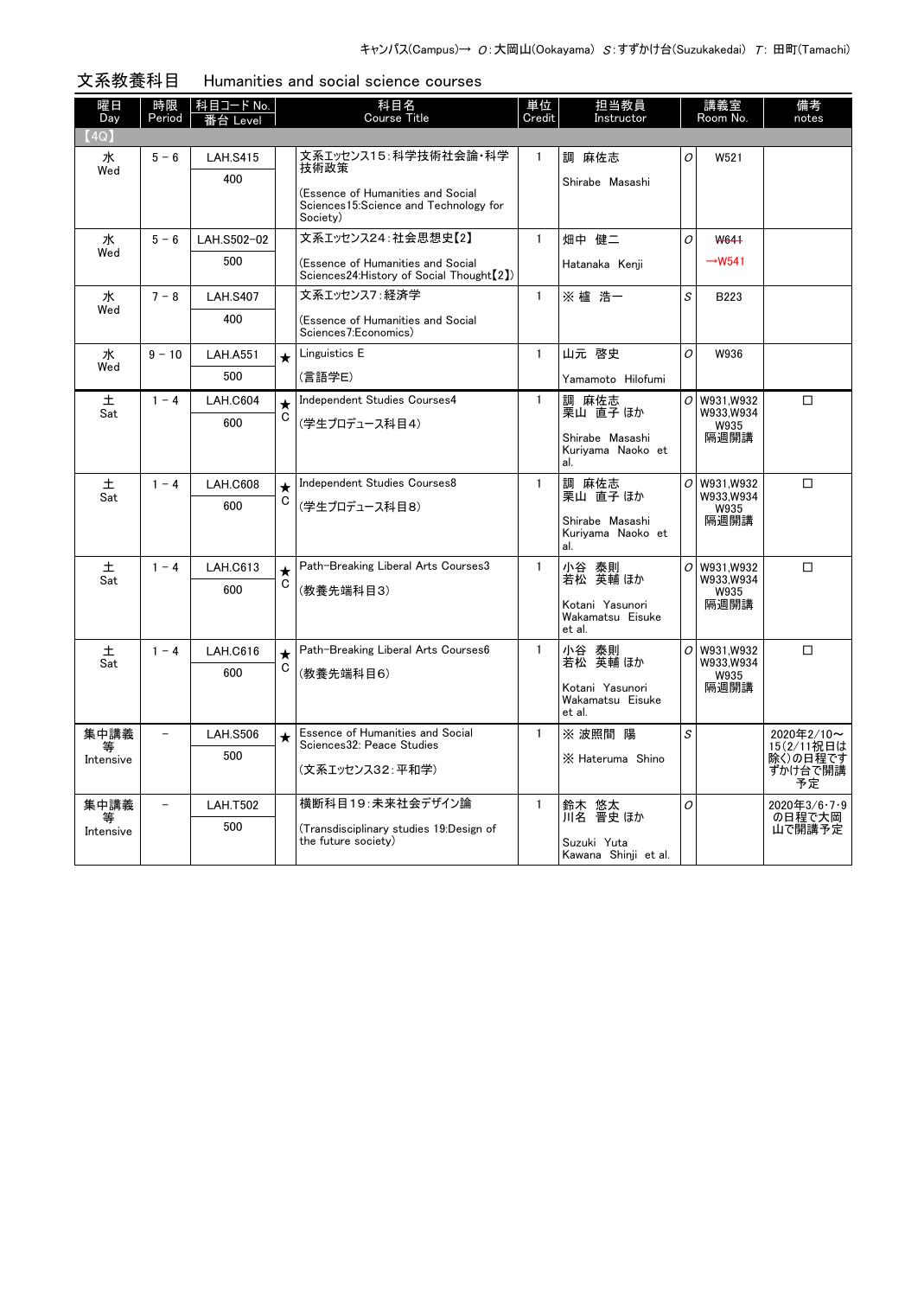キャンパス(Campus)→ O：大岡山(Ookayama) S：すずかけ台(Suzukakedai) T：田町(Tamachi)

## 文系教養科目　Humanities and social science courses

| 曜日 Day | 時限 Period | 科目コード No. 番台 Level | | 科目名 Course Title | 単位 Credit | 担当教員 Instructor | | 講義室 Room No. | 備考 notes |
|---|---|---|---|---|---|---|---|---|---|
| 【4Q】 | | | | | | | | | |
| 水 Wed | 5 - 6 | LAH.S415 400 | | 文系エッセンス15：科学技術社会論・科学技術政策 (Essence of Humanities and Social Sciences15:Science and Technology for Society) | 1 | 調 麻佐志 Shirabe Masashi | O | W521 | |
| 水 Wed | 5 - 6 | LAH.S502-02 500 | | 文系エッセンス24：社会思想史【2】 (Essence of Humanities and Social Sciences24:History of Social Thought【2】) | 1 | 畑中 健二 Hatanaka Kenji | O | ~~W641~~ →W541 | |
| 水 Wed | 7 - 8 | LAH.S407 400 | | 文系エッセンス7：経済学 (Essence of Humanities and Social Sciences7:Economics) | 1 | ※ 檀 浩一 | S | B223 | |
| 水 Wed | 9 - 10 | LAH.A551 500 | ★ | Linguistics E (言語学E) | 1 | 山元 啓史 Yamamoto Hilofumi | O | W936 | |
| 土 Sat | 1 - 4 | LAH.C604 600 | ★ C | Independent Studies Courses4 (学生プロデュース科目4) | 1 | 調 麻佐志 栗山 直子 ほか Shirabe Masashi Kuriyama Naoko et al. | O | W931,W932 W933,W934 W935 隔週開講 | □ |
| 土 Sat | 1 - 4 | LAH.C608 600 | ★ C | Independent Studies Courses8 (学生プロデュース科目8) | 1 | 調 麻佐志 栗山 直子 ほか Shirabe Masashi Kuriyama Naoko et al. | O | W931,W932 W933,W934 W935 隔週開講 | □ |
| 土 Sat | 1 - 4 | LAH.C613 600 | ★ C | Path-Breaking Liberal Arts Courses3 (教養先端科目3) | 1 | 小谷 泰則 若松 英輔 ほか Kotani Yasunori Wakamatsu Eisuke et al. | O | W931,W932 W933,W934 W935 隔週開講 | □ |
| 土 Sat | 1 - 4 | LAH.C616 600 | ★ C | Path-Breaking Liberal Arts Courses6 (教養先端科目6) | 1 | 小谷 泰則 若松 英輔 ほか Kotani Yasunori Wakamatsu Eisuke et al. | O | W931,W932 W933,W934 W935 隔週開講 | □ |
| 集中講義等 Intensive | - | LAH.S506 500 | ★ | Essence of Humanities and Social Sciences32: Peace Studies (文系エッセンス32：平和学) | 1 | ※ 波照間 陽 ※ Hateruma Shino | S | | 2020年2/10～15(2/11祝日は除く)の日程ですずかけ台で開講予定 |
| 集中講義等 Intensive | - | LAH.T502 500 | | 横断科目19：未来社会デザイン論 (Transdisciplinary studies 19:Design of the future society) | 1 | 鈴木 悠太 川名 晋史 ほか Suzuki Yuta Kawana Shinji et al. | O | | 2020年3/6・7・9の日程で大岡山で開講予定 |